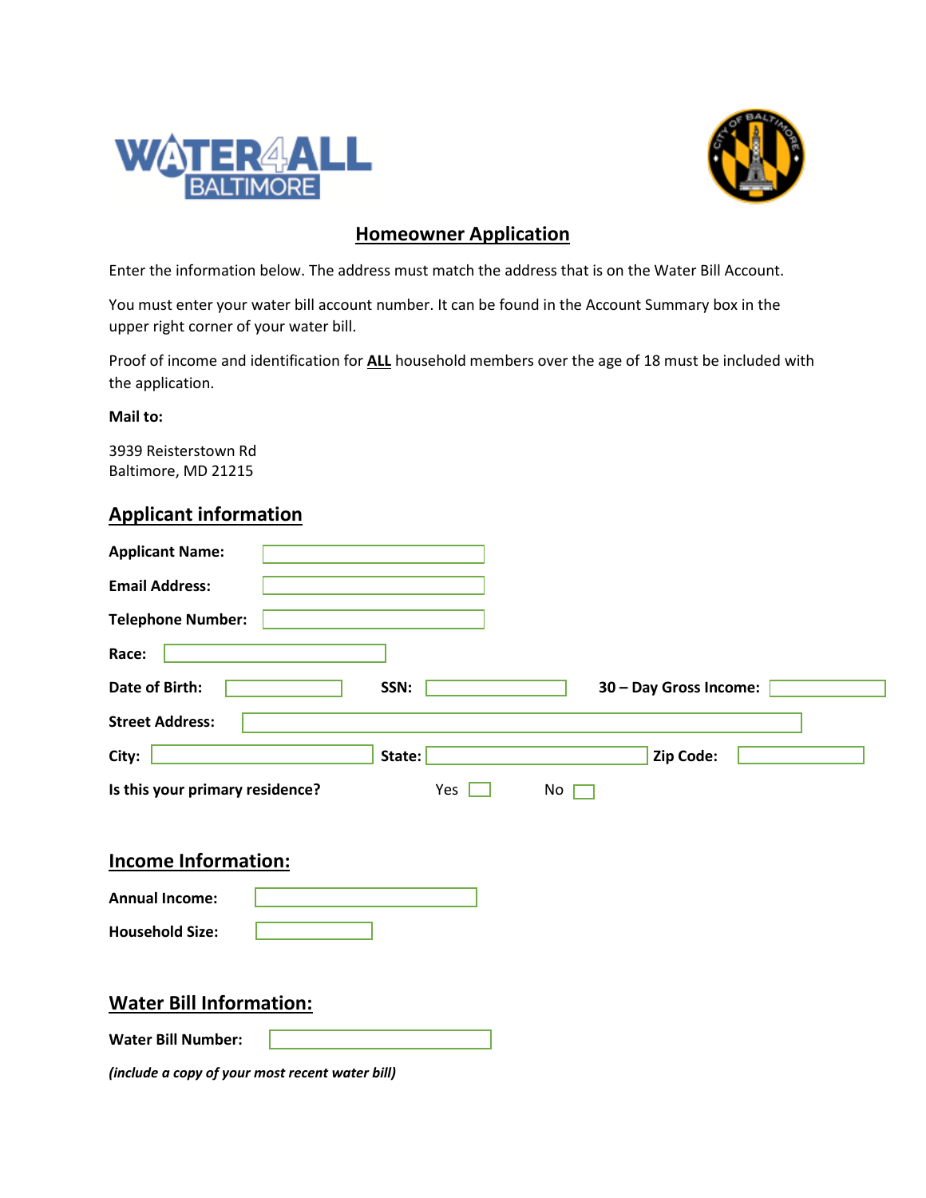WATER4ALL BALTIMORE

## Homeowner Application

Enter the information below. The address must match the address that is on the Water Bill Account.

You must enter your water bill account number. It can be found in the Account Summary box in the upper right corner of your water bill.

Proof of income and identification for **ALL** household members over the age of 18 must be included with the application.

**Mail to:**

3939 Reisterstown Rd
Baltimore, MD 21215

## Applicant information

**Applicant Name:**

**Email Address:**

**Telephone Number:**

**Race:**

**Date of Birth:** **SSN:** **30 – Day Gross Income:**

**Street Address:**

**City:** **State:** **Zip Code:**

**Is this your primary residence?** Yes ☐ No ☐

## Income Information:

**Annual Income:**

**Household Size:**

## Water Bill Information:

**Water Bill Number:**

***(include a copy of your most recent water bill)***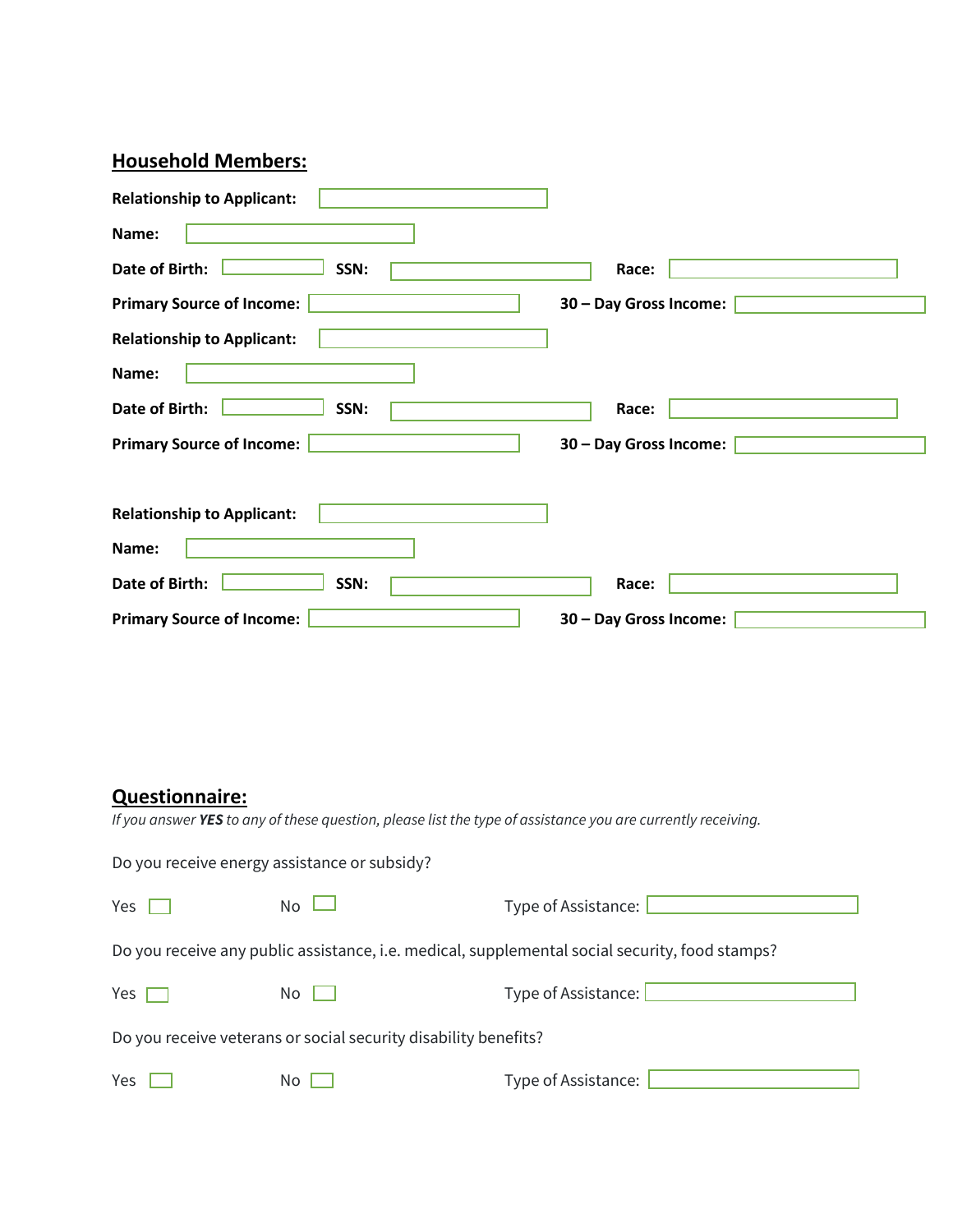## Household Members:

**Relationship to Applicant:** ______________________

**Name:** ______________________

**Date of Birth:** ____________ **SSN:** ______________________ **Race:** ______________________

**Primary Source of Income:** ______________________ **30 – Day Gross Income:** ______________________

**Relationship to Applicant:** ______________________

**Name:** ______________________

**Date of Birth:** ____________ **SSN:** ______________________ **Race:** ______________________

**Primary Source of Income:** ______________________ **30 – Day Gross Income:** ______________________

**Relationship to Applicant:** ______________________

**Name:** ______________________

**Date of Birth:** ____________ **SSN:** ______________________ **Race:** ______________________

**Primary Source of Income:** ______________________ **30 – Day Gross Income:** ______________________

## Questionnaire:

*If you answer **YES** to any of these question, please list the type of assistance you are currently receiving.*

Do you receive energy assistance or subsidy?

Yes ☐ No ☐ Type of Assistance: ______________________

Do you receive any public assistance, i.e. medical, supplemental social security, food stamps?

Yes ☐ No ☐ Type of Assistance: ______________________

Do you receive veterans or social security disability benefits?

Yes ☐ No ☐ Type of Assistance: ______________________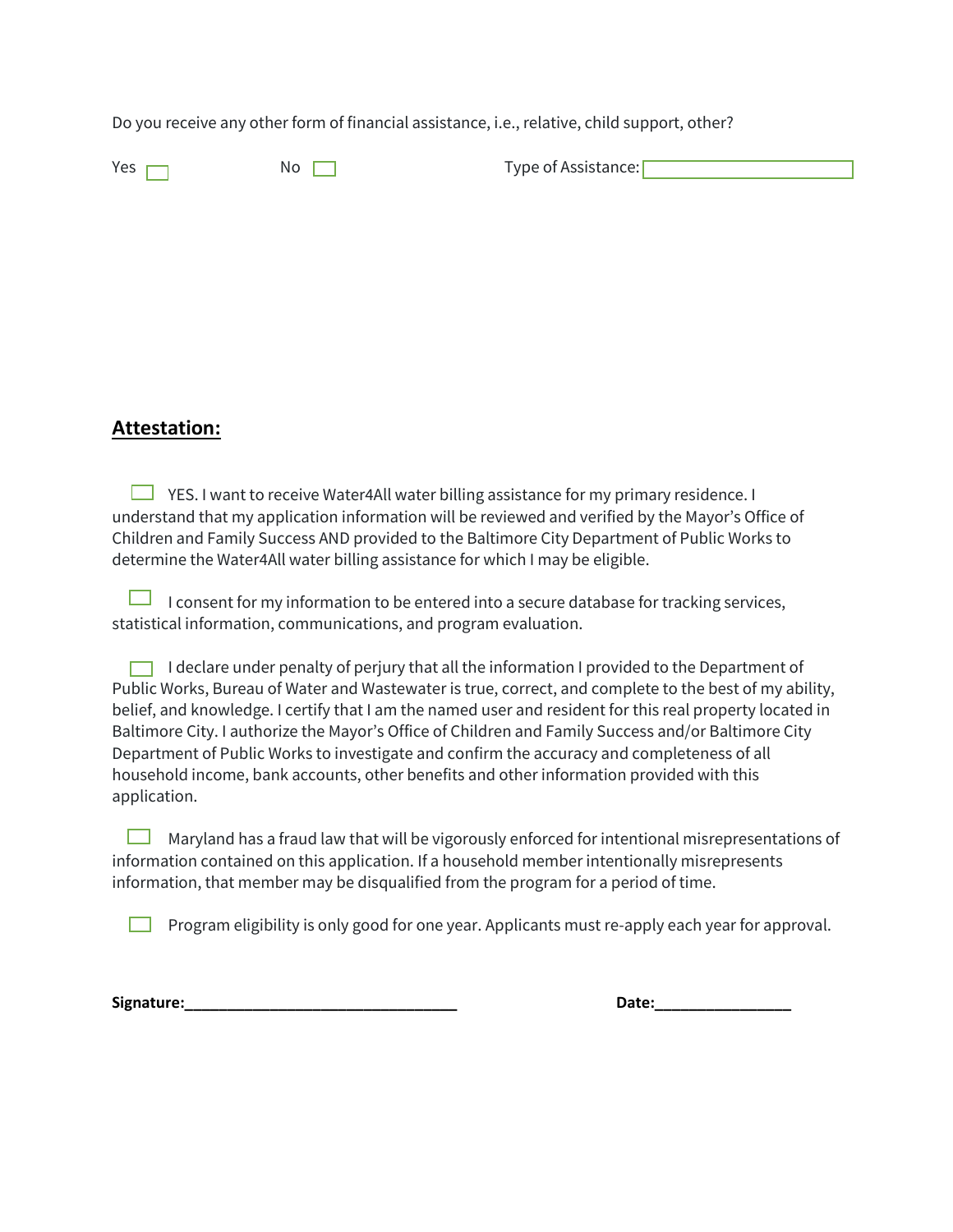Do you receive any other form of financial assistance, i.e., relative, child support, other?

Yes ☐ No ☐ Type of Assistance: ____________

## Attestation:

☐ YES. I want to receive Water4All water billing assistance for my primary residence. I understand that my application information will be reviewed and verified by the Mayor's Office of Children and Family Success AND provided to the Baltimore City Department of Public Works to determine the Water4All water billing assistance for which I may be eligible.

☐ I consent for my information to be entered into a secure database for tracking services, statistical information, communications, and program evaluation.

☐ I declare under penalty of perjury that all the information I provided to the Department of Public Works, Bureau of Water and Wastewater is true, correct, and complete to the best of my ability, belief, and knowledge. I certify that I am the named user and resident for this real property located in Baltimore City. I authorize the Mayor's Office of Children and Family Success and/or Baltimore City Department of Public Works to investigate and confirm the accuracy and completeness of all household income, bank accounts, other benefits and other information provided with this application.

☐ Maryland has a fraud law that will be vigorously enforced for intentional misrepresentations of information contained on this application. If a household member intentionally misrepresents information, that member may be disqualified from the program for a period of time.

☐ Program eligibility is only good for one year. Applicants must re-apply each year for approval.

**Signature:________________________________** **Date:________________**